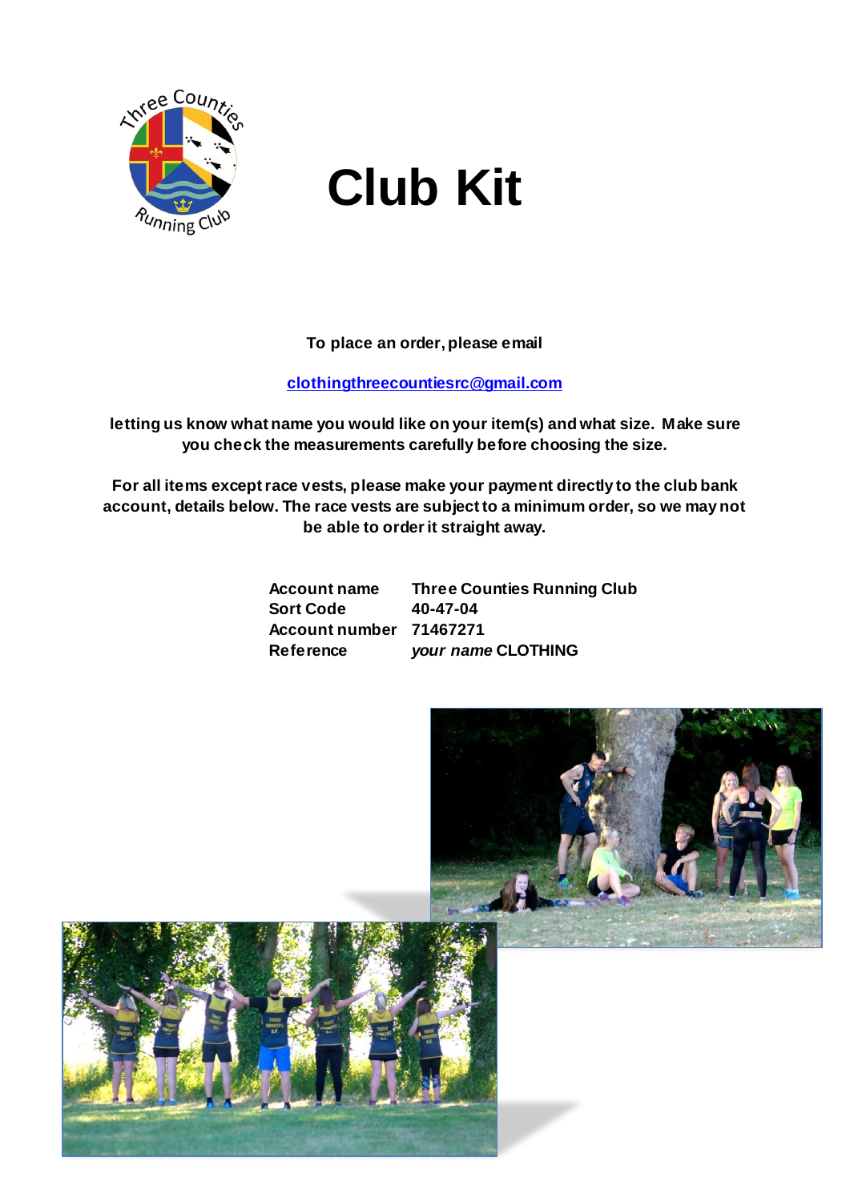# Club Kit

**To place an order, please email**

**clothingthreecountiesrc@gmail.com**

**letting us know what name you would like on your item(s) and what size. Make sure you check the measurements carefully before choosing the size.**

**For all items except race vests, please make your payment directly to the club bank account, details below. The race vests are subject to a minimum order, so we may not be able to order it straight away.**

| | |
|---|---|
| **Account name** | **Three Counties Running Club** |
| **Sort Code** | **40-47-04** |
| **Account number** | **71467271** |
| **Reference** | ***your name* CLOTHING** |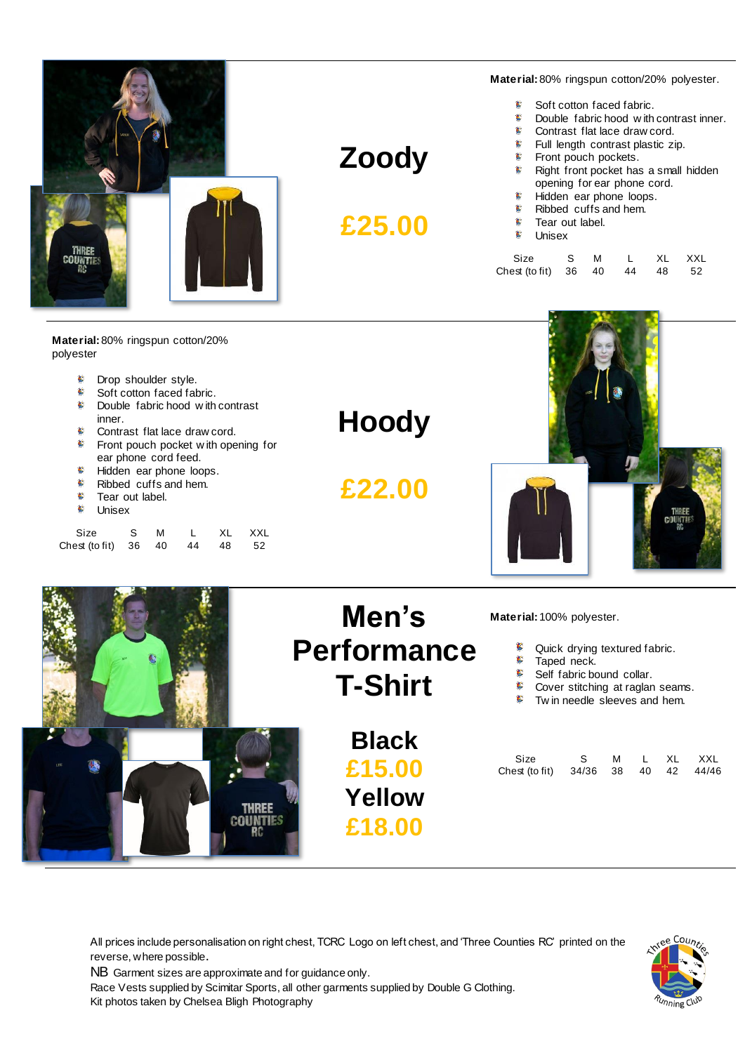## Zoody

**£25.00**

**Material:** 80% ringspun cotton/20% polyester.

- Soft cotton faced fabric.
- Double fabric hood with contrast inner.
- Contrast flat lace draw cord.
- Full length contrast plastic zip.
- Front pouch pockets.
- Right front pocket has a small hidden opening for ear phone cord.
- Hidden ear phone loops.
- Ribbed cuffs and hem.
- Tear out label.
- Unisex

| Size | S | M | L | XL | XXL |
|---|---|---|---|---|---|
| Chest (to fit) | 36 | 40 | 44 | 48 | 52 |

## Hoody

**£22.00**

**Material:** 80% ringspun cotton/20% polyester

- Drop shoulder style.
- Soft cotton faced fabric.
- Double fabric hood with contrast inner.
- Contrast flat lace draw cord.
- Front pouch pocket with opening for ear phone cord feed.
- Hidden ear phone loops.
- Ribbed cuffs and hem.
- Tear out label.
- Unisex

| Size | S | M | L | XL | XXL |
|---|---|---|---|---|---|
| Chest (to fit) | 36 | 40 | 44 | 48 | 52 |

## Men's Performance T-Shirt

**Black**
**£15.00**
**Yellow**
**£18.00**

**Material:** 100% polyester.

- Quick drying textured fabric.
- Taped neck.
- Self fabric bound collar.
- Cover stitching at raglan seams.
- Twin needle sleeves and hem.

| Size | S | M | L | XL | XXL |
|---|---|---|---|---|---|
| Chest (to fit) | 34/36 | 38 | 40 | 42 | 44/46 |

All prices include personalisation on right chest, TCRC Logo on left chest, and 'Three Counties RC' printed on the reverse, where possible.

NB Garment sizes are approximate and for guidance only.

Race Vests supplied by Scimitar Sports, all other garments supplied by Double G Clothing.

Kit photos taken by Chelsea Bligh Photography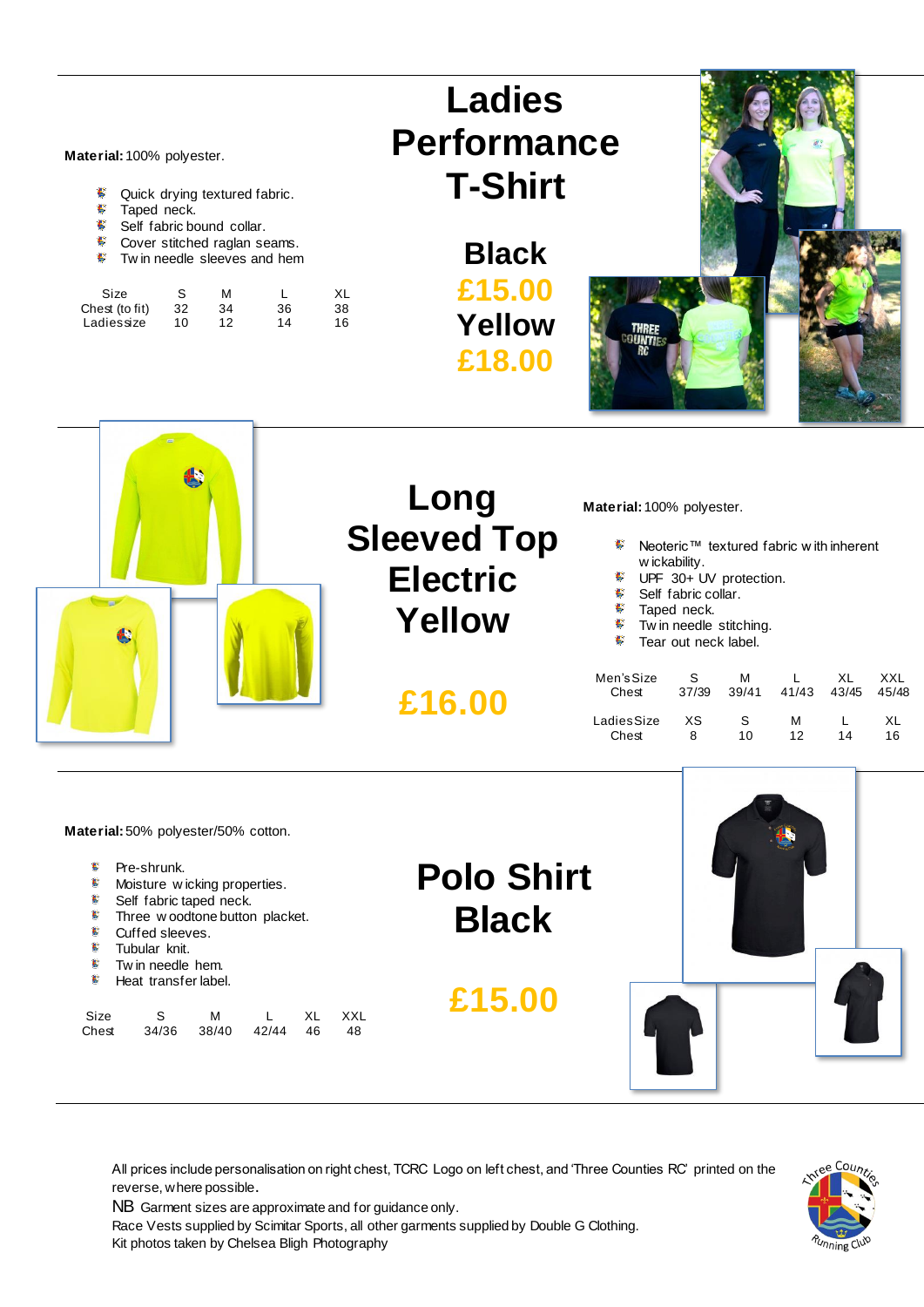## Ladies Performance T-Shirt

**Black**
**£15.00**
**Yellow**
**£18.00**

**Material:** 100% polyester.

- Quick drying textured fabric.
- Taped neck.
- Self fabric bound collar.
- Cover stitched raglan seams.
- Twin needle sleeves and hem

| Size | S | M | L | XL |
|---|---|---|---|---|
| Chest (to fit) | 32 | 34 | 36 | 38 |
| Ladies size | 10 | 12 | 14 | 16 |

## Long Sleeved Top Electric Yellow

**£16.00**

**Material:** 100% polyester.

- Neoteric™ textured fabric with inherent wickability.
- UPF 30+ UV protection.
- Self fabric collar.
- Taped neck.
- Twin needle stitching.
- Tear out neck label.

| Men's Size | S | M | L | XL | XXL |
|---|---|---|---|---|---|
| Chest | 37/39 | 39/41 | 41/43 | 43/45 | 45/48 |

| Ladies Size | XS | S | M | L | XL |
|---|---|---|---|---|---|
| Chest | 8 | 10 | 12 | 14 | 16 |

## Polo Shirt Black

**£15.00**

**Material:** 50% polyester/50% cotton.

- Pre-shrunk.
- Moisture wicking properties.
- Self fabric taped neck.
- Three woodtone button placket.
- Cuffed sleeves.
- Tubular knit.
- Twin needle hem.
- Heat transfer label.

| Size | S | M | L | XL | XXL |
|---|---|---|---|---|---|
| Chest | 34/36 | 38/40 | 42/44 | 46 | 48 |

All prices include personalisation on right chest, TCRC Logo on left chest, and 'Three Counties RC' printed on the reverse, where possible.

NB Garment sizes are approximate and for guidance only.

Race Vests supplied by Scimitar Sports, all other garments supplied by Double G Clothing.

Kit photos taken by Chelsea Bligh Photography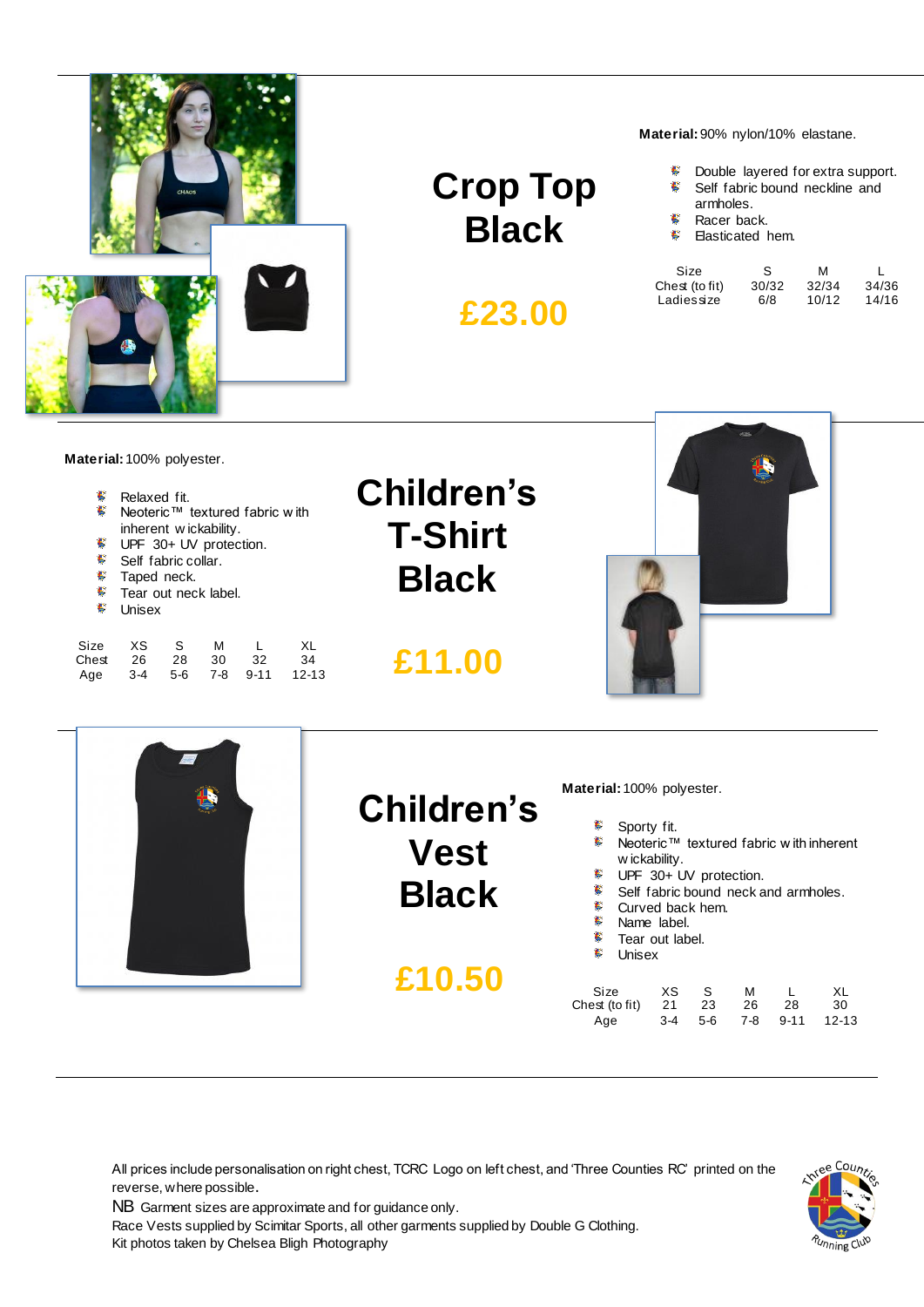## Crop Top Black

**£23.00**

**Material:** 90% nylon/10% elastane.

- Double layered for extra support.
- Self fabric bound neckline and armholes.
- Racer back.
- Elasticated hem.

| Size | S | M | L |
|---|---|---|---|
| Chest (to fit) | 30/32 | 32/34 | 34/36 |
| Ladies size | 6/8 | 10/12 | 14/16 |

## Children's T-Shirt Black

**£11.00**

**Material:** 100% polyester.

- Relaxed fit.
- Neoteric™ textured fabric with inherent wickability.
- UPF 30+ UV protection.
- Self fabric collar.
- Taped neck.
- Tear out neck label.
- Unisex

| Size | XS | S | M | L | XL |
|---|---|---|---|---|---|
| Chest | 26 | 28 | 30 | 32 | 34 |
| Age | 3-4 | 5-6 | 7-8 | 9-11 | 12-13 |

## Children's Vest Black

**£10.50**

**Material:** 100% polyester.

- Sporty fit.
- Neoteric™ textured fabric with inherent wickability.
- UPF 30+ UV protection.
- Self fabric bound neck and armholes.
- Curved back hem.
- Name label.
- Tear out label.
- Unisex

| Size | XS | S | M | L | XL |
|---|---|---|---|---|---|
| Chest (to fit) | 21 | 23 | 26 | 28 | 30 |
| Age | 3-4 | 5-6 | 7-8 | 9-11 | 12-13 |

All prices include personalisation on right chest, TCRC Logo on left chest, and 'Three Counties RC' printed on the reverse, where possible.

NB Garment sizes are approximate and for guidance only.

Race Vests supplied by Scimitar Sports, all other garments supplied by Double G Clothing.

Kit photos taken by Chelsea Bligh Photography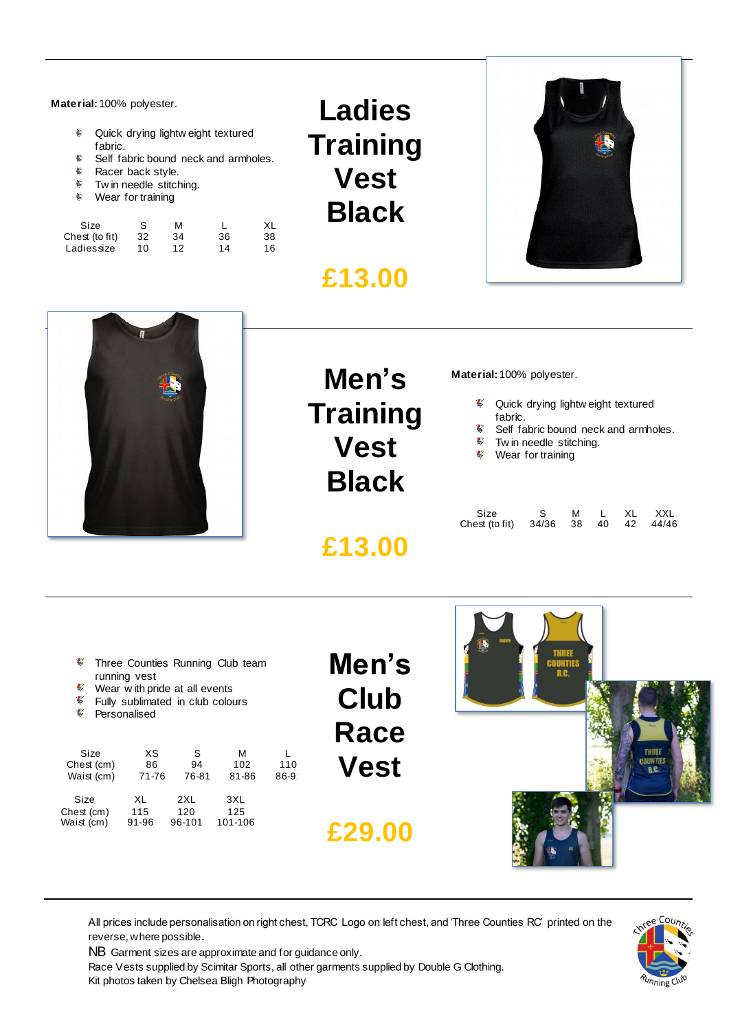## Ladies Training Vest Black

**£13.00**

**Material:** 100% polyester.

- Quick drying lightweight textured fabric.
- Self fabric bound neck and armholes.
- Racer back style.
- Twin needle stitching.
- Wear for training

| Size | S | M | L | XL |
|---|---|---|---|---|
| Chest (to fit) | 32 | 34 | 36 | 38 |
| Ladies size | 10 | 12 | 14 | 16 |

## Men's Training Vest Black

**£13.00**

**Material:** 100% polyester.

- Quick drying lightweight textured fabric.
- Self fabric bound neck and armholes.
- Twin needle stitching.
- Wear for training

| Size | S | M | L | XL | XXL |
|---|---|---|---|---|---|
| Chest (to fit) | 34/36 | 38 | 40 | 42 | 44/46 |

## Men's Club Race Vest

**£29.00**

- Three Counties Running Club team running vest
- Wear with pride at all events
- Fully sublimated in club colours
- Personalised

| Size | XS | S | M | L |
|---|---|---|---|---|
| Chest (cm) | 86 | 94 | 102 | 110 |
| Waist (cm) | 71-76 | 76-81 | 81-86 | 86-9: |

| Size | XL | 2XL | 3XL |
|---|---|---|---|
| Chest (cm) | 115 | 120 | 125 |
| Waist (cm) | 91-96 | 96-101 | 101-106 |

All prices include personalisation on right chest, TCRC Logo on left chest, and 'Three Counties RC' printed on the reverse, where possible.

NB Garment sizes are approximate and for guidance only.

Race Vests supplied by Scimitar Sports, all other garments supplied by Double G Clothing.

Kit photos taken by Chelsea Bligh Photography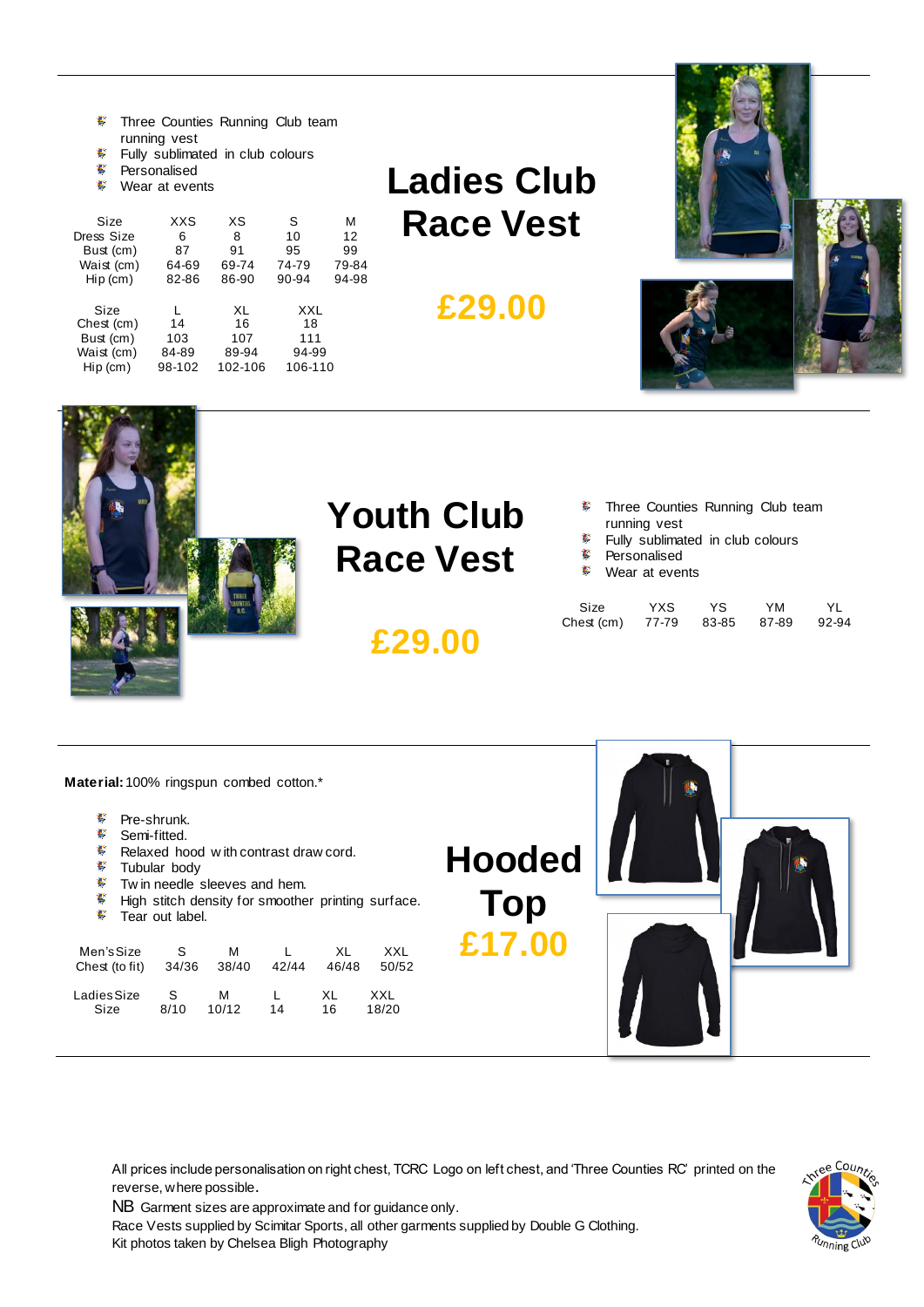## Ladies Club Race Vest

- Three Counties Running Club team running vest
- Fully sublimated in club colours
- Personalised
- Wear at events

| Size | XXS | XS | S | M |
|---|---|---|---|---|
| Dress Size | 6 | 8 | 10 | 12 |
| Bust (cm) | 87 | 91 | 95 | 99 |
| Waist (cm) | 64-69 | 69-74 | 74-79 | 79-84 |
| Hip (cm) | 82-86 | 86-90 | 90-94 | 94-98 |

| Size | L | XL | XXL |
|---|---|---|---|
| Chest (cm) | 14 | 16 | 18 |
| Bust (cm) | 103 | 107 | 111 |
| Waist (cm) | 84-89 | 89-94 | 94-99 |
| Hip (cm) | 98-102 | 102-106 | 106-110 |

**£29.00**

## Youth Club Race Vest

**£29.00**

- Three Counties Running Club team running vest
- Fully sublimated in club colours
- Personalised
- Wear at events

| Size | YXS | YS | YM | YL |
|---|---|---|---|---|
| Chest (cm) | 77-79 | 83-85 | 87-89 | 92-94 |

## Hooded Top

**£17.00**

**Material:** 100% ringspun combed cotton.*

- Pre-shrunk.
- Semi-fitted.
- Relaxed hood with contrast draw cord.
- Tubular body
- Twin needle sleeves and hem.
- High stitch density for smoother printing surface.
- Tear out label.

| Men's Size | S | M | L | XL | XXL |
|---|---|---|---|---|---|
| Chest (to fit) | 34/36 | 38/40 | 42/44 | 46/48 | 50/52 |

| Ladies Size | S | M | L | XL | XXL |
|---|---|---|---|---|---|
| Size | 8/10 | 10/12 | 14 | 16 | 18/20 |

All prices include personalisation on right chest, TCRC Logo on left chest, and 'Three Counties RC' printed on the reverse, where possible.

NB Garment sizes are approximate and for guidance only.

Race Vests supplied by Scimitar Sports, all other garments supplied by Double G Clothing.

Kit photos taken by Chelsea Bligh Photography